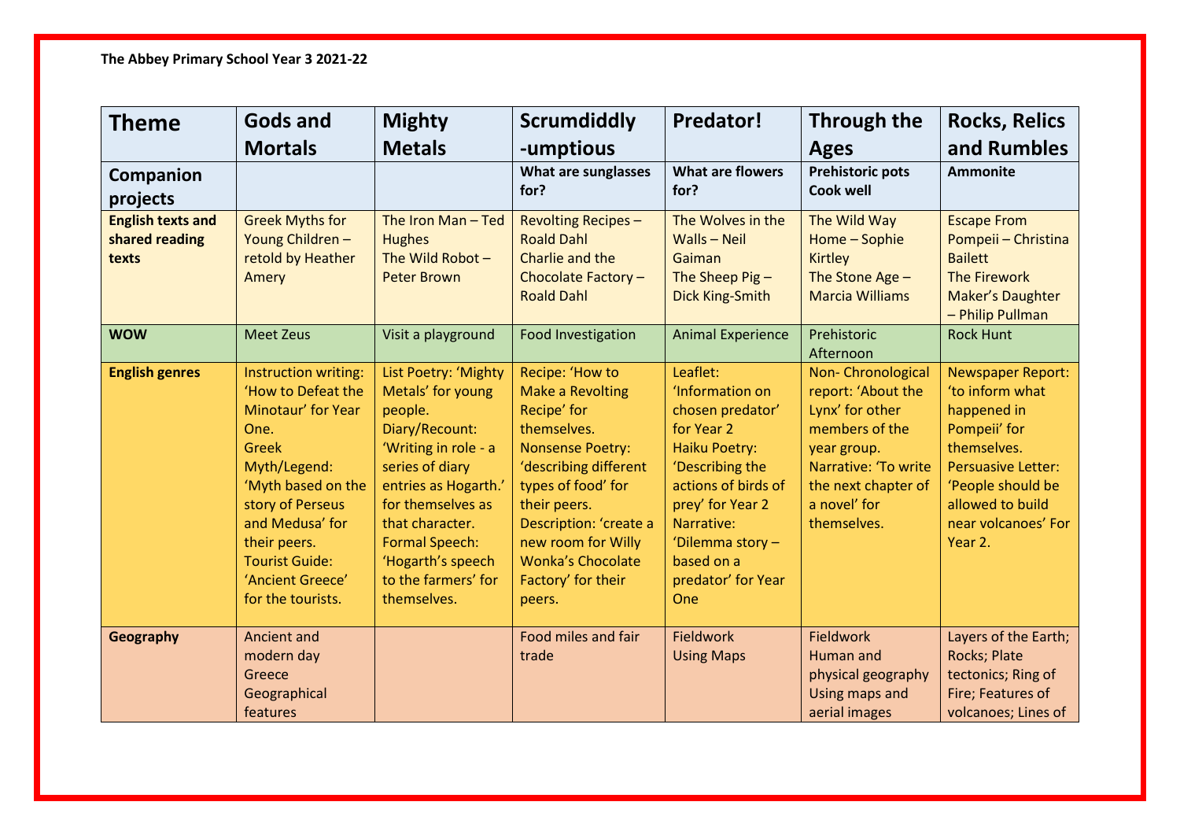**The Abbey Primary School Year 3 2021-22**

| Theme | Gods and Mortals | Mighty Metals | Scrumdiddly-umptious | Predator! | Through the Ages | Rocks, Relics and Rumbles |
|---|---|---|---|---|---|---|
| **Companion projects** | | | **What are sunglasses for?** | **What are flowers for?** | **Prehistoric pots Cook well** | **Ammonite** |
| **English texts and shared reading texts** | Greek Myths for Young Children – retold by Heather Amery | The Iron Man – Ted Hughes<br>The Wild Robot – Peter Brown | Revolting Recipes – Roald Dahl<br>Charlie and the Chocolate Factory – Roald Dahl | The Wolves in the Walls – Neil Gaiman<br>The Sheep Pig – Dick King-Smith | The Wild Way Home – Sophie Kirtley<br>The Stone Age – Marcia Williams | Escape From Pompeii – Christina Bailett<br>The Firework Maker's Daughter – Philip Pullman |
| **WOW** | Meet Zeus | Visit a playground | Food Investigation | Animal Experience | Prehistoric Afternoon | Rock Hunt |
| **English genres** | Instruction writing: 'How to Defeat the Minotaur' for Year One.<br>Greek Myth/Legend: 'Myth based on the story of Perseus and Medusa' for their peers.<br>Tourist Guide: 'Ancient Greece' for the tourists. | List Poetry: 'Mighty Metals' for young people.<br>Diary/Recount: 'Writing in role - a series of diary entries as Hogarth.' for themselves as that character.<br>Formal Speech: 'Hogarth's speech to the farmers' for themselves. | Recipe: 'How to Make a Revolting Recipe' for themselves.<br>Nonsense Poetry: 'describing different types of food' for their peers.<br>Description: 'create a new room for Willy Wonka's Chocolate Factory' for their peers. | Leaflet: 'Information on chosen predator' for Year 2<br>Haiku Poetry: 'Describing the actions of birds of prey' for Year 2<br>Narrative: 'Dilemma story – based on a predator' for Year One | Non- Chronological report: 'About the Lynx' for other members of the year group.<br>Narrative: 'To write the next chapter of a novel' for themselves. | Newspaper Report: 'to inform what happened in Pompeii' for themselves.<br>Persuasive Letter: 'People should be allowed to build near volcanoes' For Year 2. |
| **Geography** | Ancient and modern day Greece<br>Geographical features | | Food miles and fair trade | Fieldwork<br>Using Maps | Fieldwork<br>Human and physical geography<br>Using maps and aerial images | Layers of the Earth; Rocks; Plate tectonics; Ring of Fire; Features of volcanoes; Lines of |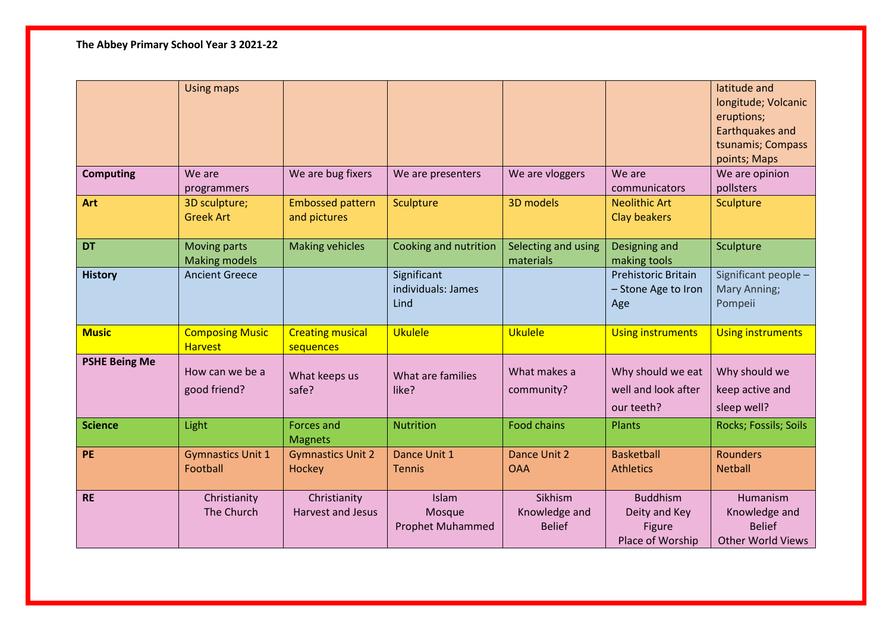**The Abbey Primary School Year 3 2021-22**

| | | | | | | |
|---|---|---|---|---|---|---|
| | Using maps | | | | | latitude and longitude; Volcanic eruptions; Earthquakes and tsunamis; Compass points; Maps |
| **Computing** | We are programmers | We are bug fixers | We are presenters | We are vloggers | We are communicators | We are opinion pollsters |
| **Art** | 3D sculpture; Greek Art | Embossed pattern and pictures | Sculpture | 3D models | Neolithic Art Clay beakers | Sculpture |
| **DT** | Moving parts Making models | Making vehicles | Cooking and nutrition | Selecting and using materials | Designing and making tools | Sculpture |
| **History** | Ancient Greece | | Significant individuals: James Lind | | Prehistoric Britain – Stone Age to Iron Age | Significant people – Mary Anning; Pompeii |
| **Music** | Composing Music Harvest | Creating musical sequences | Ukulele | Ukulele | Using instruments | Using instruments |
| **PSHE Being Me** | How can we be a good friend? | What keeps us safe? | What are families like? | What makes a community? | Why should we eat well and look after our teeth? | Why should we keep active and sleep well? |
| **Science** | Light | Forces and Magnets | Nutrition | Food chains | Plants | Rocks; Fossils; Soils |
| **PE** | Gymnastics Unit 1 Football | Gymnastics Unit 2 Hockey | Dance Unit 1 Tennis | Dance Unit 2 OAA | Basketball Athletics | Rounders Netball |
| **RE** | Christianity The Church | Christianity Harvest and Jesus | Islam Mosque Prophet Muhammed | Sikhism Knowledge and Belief | Buddhism Deity and Key Figure Place of Worship | Humanism Knowledge and Belief Other World Views |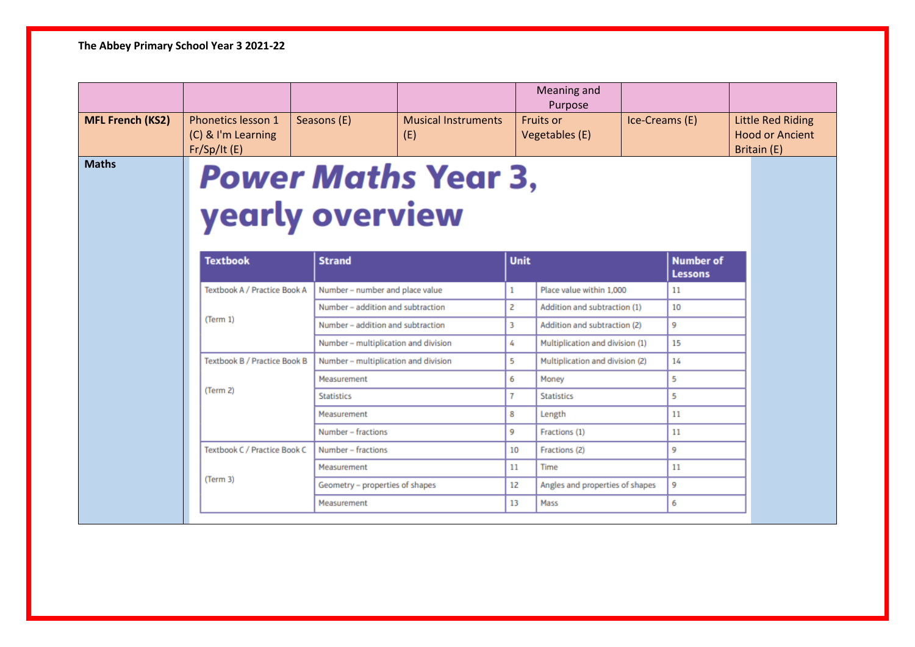**The Abbey Primary School Year 3 2021-22**

| | | | | | | |
|---|---|---|---|---|---|---|
| | | | | Meaning and Purpose | | |
| **MFL French (KS2)** | Phonetics lesson 1 (C) & I'm Learning Fr/Sp/It (E) | Seasons (E) | Musical Instruments (E) | Fruits or Vegetables (E) | Ice-Creams (E) | Little Red Riding Hood or Ancient Britain (E) |
| **Maths** | | | | | | |

# Power Maths Year 3, yearly overview

| Textbook | Strand | Unit | | Number of Lessons |
|---|---|---|---|---|
| Textbook A / Practice Book A (Term 1) | Number – number and place value | 1 | Place value within 1,000 | 11 |
| | Number – addition and subtraction | 2 | Addition and subtraction (1) | 10 |
| | Number – addition and subtraction | 3 | Addition and subtraction (2) | 9 |
| | Number – multiplication and division | 4 | Multiplication and division (1) | 15 |
| Textbook B / Practice Book B (Term 2) | Number – multiplication and division | 5 | Multiplication and division (2) | 14 |
| | Measurement | 6 | Money | 5 |
| | Statistics | 7 | Statistics | 5 |
| | Measurement | 8 | Length | 11 |
| | Number – fractions | 9 | Fractions (1) | 11 |
| Textbook C / Practice Book C (Term 3) | Number – fractions | 10 | Fractions (2) | 9 |
| | Measurement | 11 | Time | 11 |
| | Geometry – properties of shapes | 12 | Angles and properties of shapes | 9 |
| | Measurement | 13 | Mass | 6 |